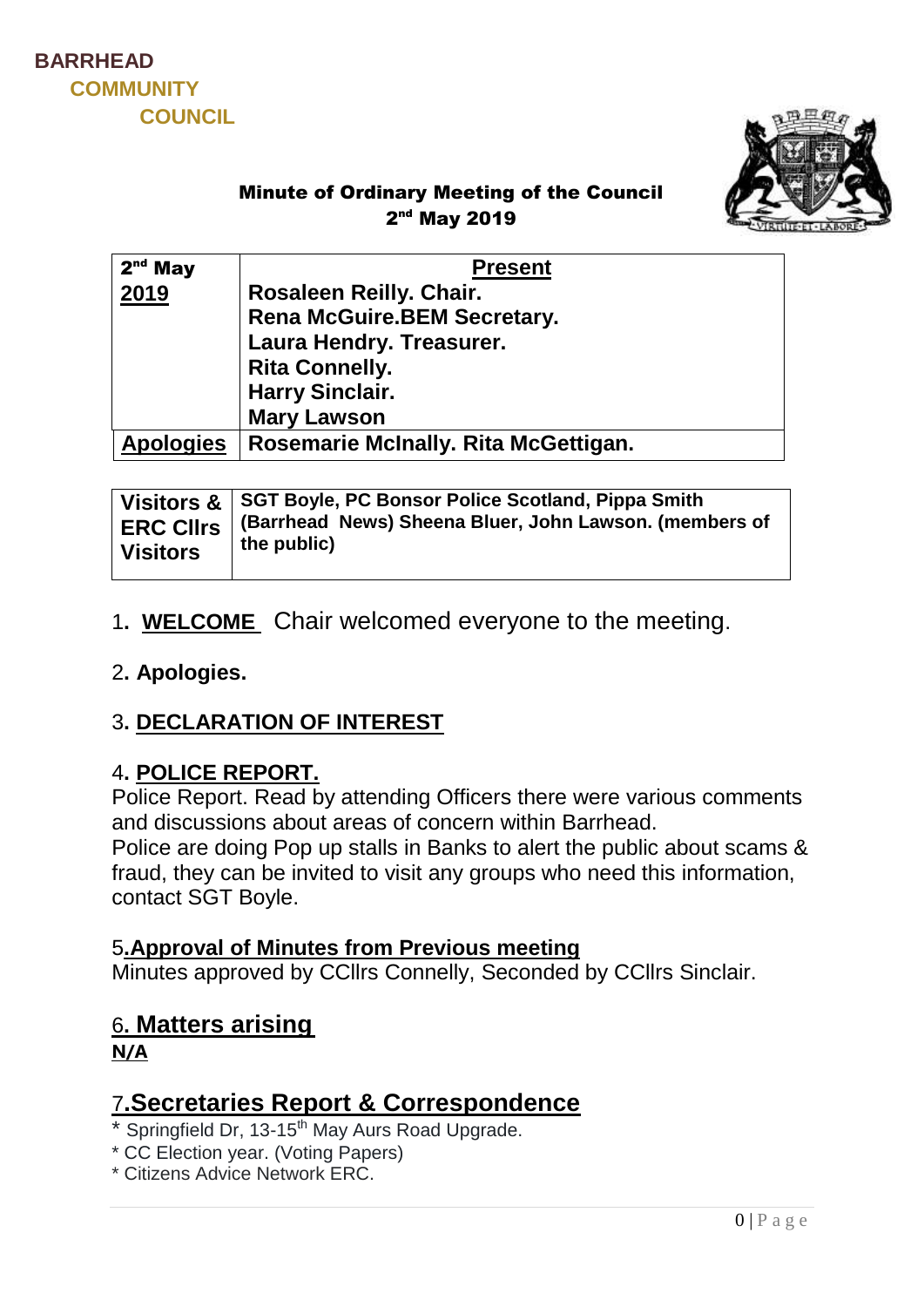BARRHEAD
COMMUNITY
COUNCIL

**Minute of Ordinary Meeting of the Council**
**2nd May 2019**

| **2nd May 2019** | **Present** |
|---|---|
| | **Rosaleen Reilly. Chair.** |
| | **Rena McGuire.BEM Secretary.** |
| | **Laura Hendry. Treasurer.** |
| | **Rita Connelly.** |
| | **Harry Sinclair.** |
| | **Mary Lawson** |
| **Apologies** | **Rosemarie McInally. Rita McGettigan.** |

| **Visitors & ERC Cllrs Visitors** | **SGT Boyle, PC Bonsor Police Scotland, Pippa Smith (Barrhead News) Sheena Bluer, John Lawson. (members of the public)** |
|---|---|

1**. WELCOME** Chair welcomed everyone to the meeting.

2**. Apologies.**

3**. DECLARATION OF INTEREST**

4**. POLICE REPORT.**
Police Report. Read by attending Officers there were various comments and discussions about areas of concern within Barrhead.
Police are doing Pop up stalls in Banks to alert the public about scams & fraud, they can be invited to visit any groups who need this information, contact SGT Boyle.

5**.Approval of Minutes from Previous meeting**
Minutes approved by CCllrs Connelly, Seconded by CCllrs Sinclair.

## 6. Matters arising

**N/A**

## 7.Secretaries Report & Correspondence

* Springfield Dr, 13-15th May Aurs Road Upgrade.
* CC Election year. (Voting Papers)
* Citizens Advice Network ERC.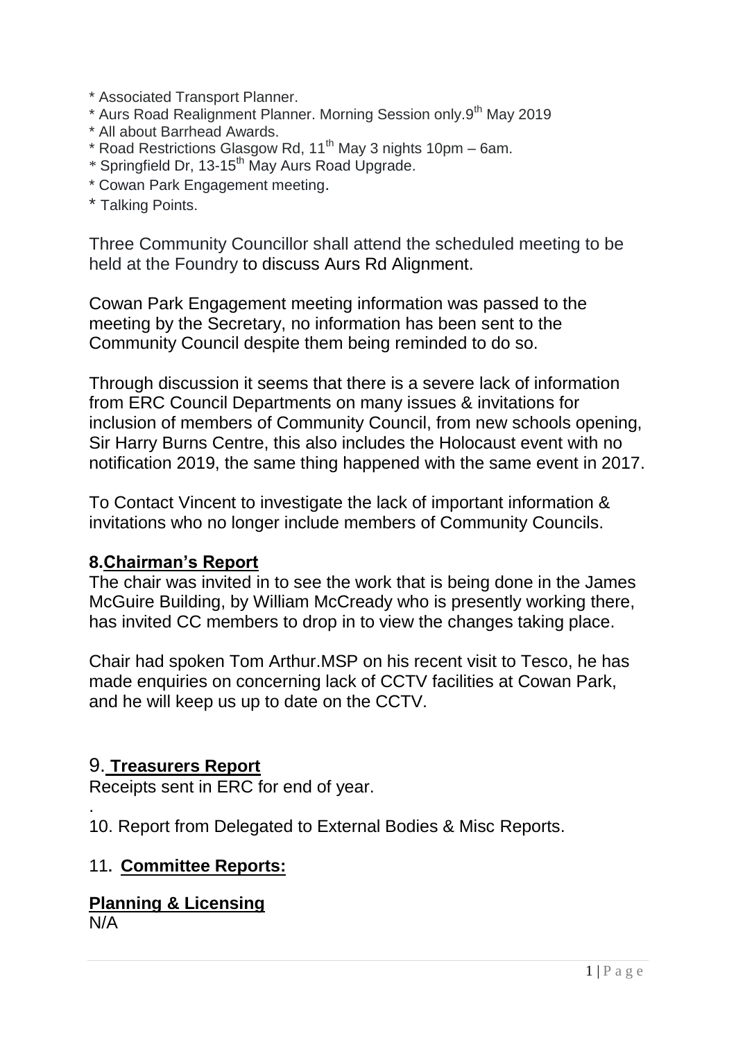* Associated Transport Planner.
* Aurs Road Realignment Planner. Morning Session only.9th May 2019
* All about Barrhead Awards.
* Road Restrictions Glasgow Rd, 11th May 3 nights 10pm – 6am.
* Springfield Dr, 13-15th May Aurs Road Upgrade.
* Cowan Park Engagement meeting.
* Talking Points.

Three Community Councillor shall attend the scheduled meeting to be held at the Foundry to discuss Aurs Rd Alignment.

Cowan Park Engagement meeting information was passed to the meeting by the Secretary, no information has been sent to the Community Council despite them being reminded to do so.

Through discussion it seems that there is a severe lack of information from ERC Council Departments on many issues & invitations for inclusion of members of Community Council, from new schools opening, Sir Harry Burns Centre, this also includes the Holocaust event with no notification 2019, the same thing happened with the same event in 2017.

To Contact Vincent to investigate the lack of important information & invitations who no longer include members of Community Councils.

## 8. Chairman's Report

The chair was invited in to see the work that is being done in the James McGuire Building, by William McCready who is presently working there, has invited CC members to drop in to view the changes taking place.

Chair had spoken Tom Arthur.MSP on his recent visit to Tesco, he has made enquiries on concerning lack of CCTV facilities at Cowan Park, and he will keep us up to date on the CCTV.

## 9. Treasurers Report

Receipts sent in ERC for end of year.

.

10. Report from Delegated to External Bodies & Misc Reports.

## 11. Committee Reports:

**Planning & Licensing**

N/A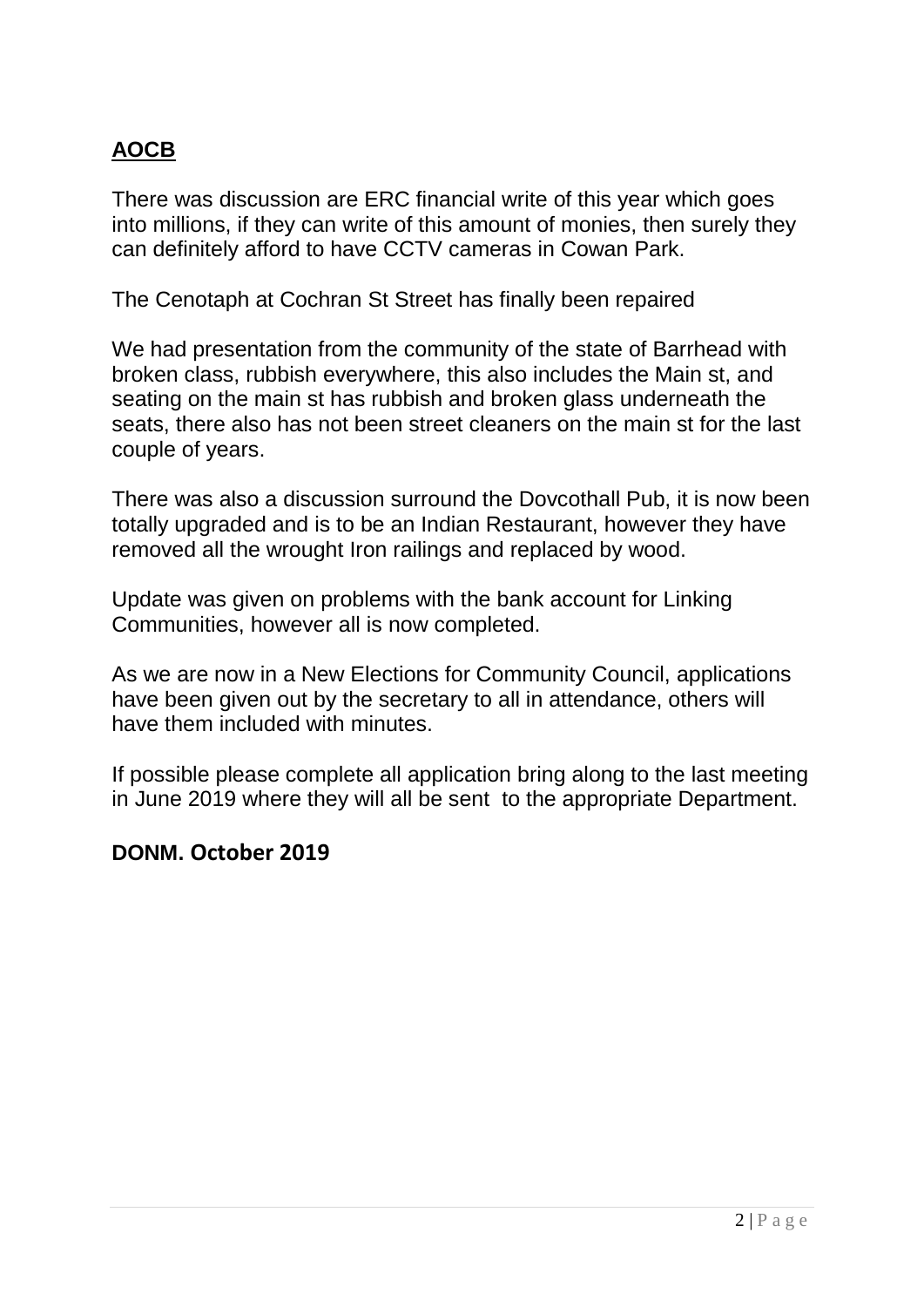**AOCB**

There was discussion are ERC financial write of this year which goes into millions, if they can write of this amount of monies, then surely they can definitely afford to have CCTV cameras in Cowan Park.

The Cenotaph at Cochran St Street has finally been repaired

We had presentation from the community of the state of Barrhead with broken class, rubbish everywhere, this also includes the Main st, and seating on the main st has rubbish and broken glass underneath the seats, there also has not been street cleaners on the main st for the last couple of years.

There was also a discussion surround the Dovcothall Pub, it is now been totally upgraded and is to be an Indian Restaurant, however they have removed all the wrought Iron railings and replaced by wood.

Update was given on problems with the bank account for Linking Communities, however all is now completed.

As we are now in a New Elections for Community Council, applications have been given out by the secretary to all in attendance, others will have them included with minutes.

If possible please complete all application bring along to the last meeting in June 2019 where they will all be sent to the appropriate Department.

**DONM. October 2019**